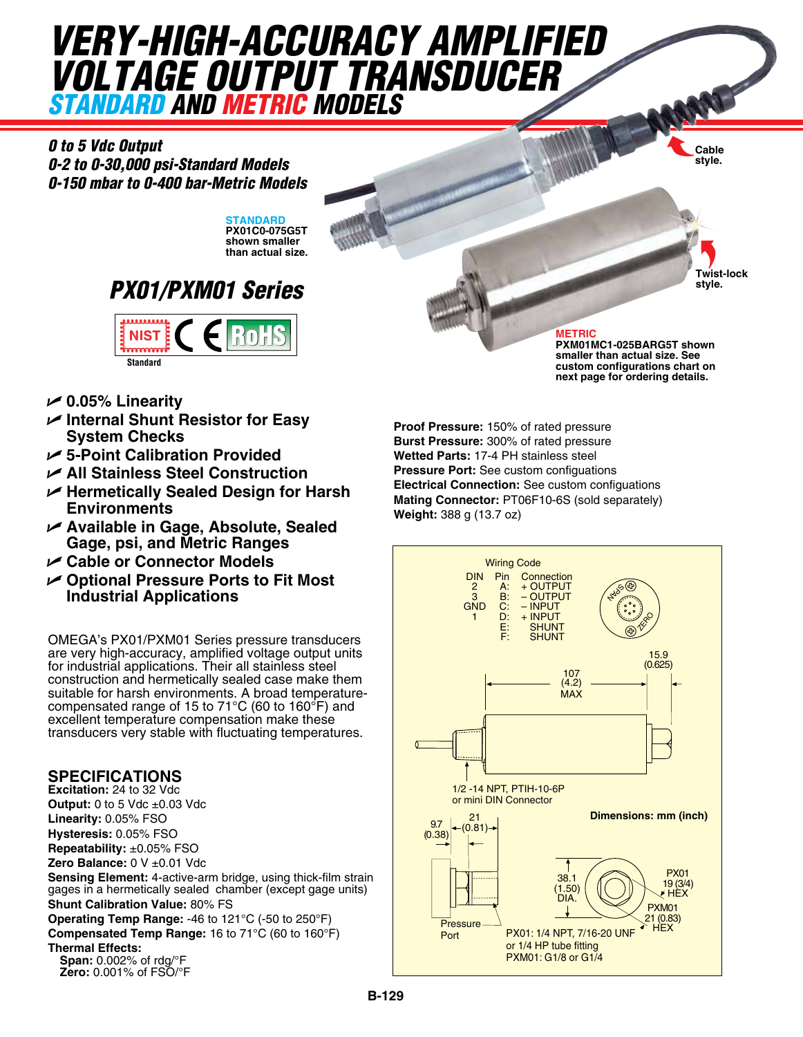# VERY-HIGH-ACCURACY AMPLIFIED VOLTAGE OUTPUT TRANSDUCER

## STANDARD AND METRIC MODELS

***0 to 5 Vdc Output***
***0-2 to 0-30,000 psi-Standard Models***
***0-150 mbar to 0-400 bar-Metric Models***

**STANDARD**
**PX01C0-075G5T shown smaller than actual size.**

**Cable style.**

**Twist-lock style.**

**METRIC**
**PXM01MC1-025BARG5T shown smaller than actual size. See custom configurations chart on next page for ordering details.**

## *PX01/PXM01 Series*

NIST Standard CE RoHS

- ✔ **0.05% Linearity**
- ✔ **Internal Shunt Resistor for Easy System Checks**
- ✔ **5-Point Calibration Provided**
- ✔ **All Stainless Steel Construction**
- ✔ **Hermetically Sealed Design for Harsh Environments**
- ✔ **Available in Gage, Absolute, Sealed Gage, psi, and Metric Ranges**
- ✔ **Cable or Connector Models**
- ✔ **Optional Pressure Ports to Fit Most Industrial Applications**

OMEGA's PX01/PXM01 Series pressure transducers are very high-accuracy, amplified voltage output units for industrial applications. Their all stainless steel construction and hermetically sealed case make them suitable for harsh environments. A broad temperature-compensated range of 15 to 71°C (60 to 160°F) and excellent temperature compensation make these transducers very stable with fluctuating temperatures.

## SPECIFICATIONS

**Excitation:** 24 to 32 Vdc
**Output:** 0 to 5 Vdc ±0.03 Vdc
**Linearity:** 0.05% FSO
**Hysteresis:** 0.05% FSO
**Repeatability:** ±0.05% FSO
**Zero Balance:** 0 V ±0.01 Vdc
**Sensing Element:** 4-active-arm bridge, using thick-film strain gages in a hermetically sealed chamber (except gage units)
**Shunt Calibration Value:** 80% FS
**Operating Temp Range:** -46 to 121°C (-50 to 250°F)
**Compensated Temp Range:** 16 to 71°C (60 to 160°F)
**Thermal Effects:**
**Span:** 0.002% of rdg/°F
**Zero:** 0.001% of FSO/°F

**Proof Pressure:** 150% of rated pressure
**Burst Pressure:** 300% of rated pressure
**Wetted Parts:** 17-4 PH stainless steel
**Pressure Port:** See custom configuations
**Electrical Connection:** See custom configuations
**Mating Connector:** PT06F10-6S (sold separately)
**Weight:** 388 g (13.7 oz)

Wiring Code

| DIN | Pin | Connection |
|---|---|---|
| 2 | A: | + OUTPUT |
| 3 | B: | – OUTPUT |
| GND | C: | – INPUT |
| 1 | D: | + INPUT |
| | E: | SHUNT |
| | F: | SHUNT |

SPAN, ZERO

107 (4.2) MAX; 15.9 (0.625)

1/2 -14 NPT, PTIH-10-6P or mini DIN Connector

**Dimensions: mm (inch)**

9.7 (0.38); 21 (0.81); 38.1 (1.50) DIA.

PX01 19 (3/4) HEX; PXM01 21 (0.83) HEX

Pressure Port

PX01: 1/4 NPT, 7/16-20 UNF or 1/4 HP tube fitting
PXM01: G1/8 or G1/4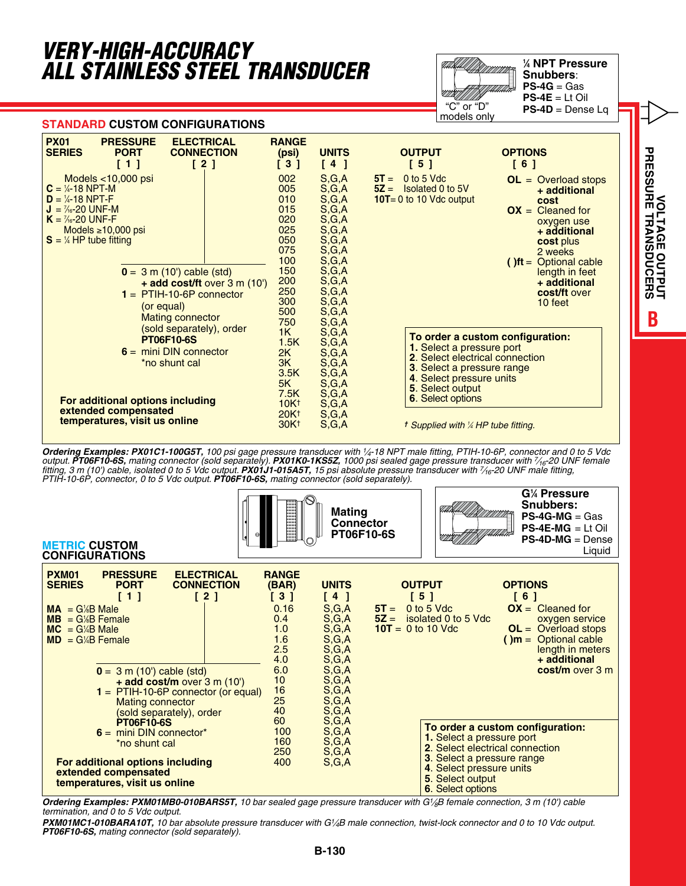# VERY-HIGH-ACCURACY ALL STAINLESS STEEL TRANSDUCER

**¼ NPT Pressure Snubbers**:
**PS-4G** = Gas
**PS-4E** = Lt Oil
**PS-4D** = Dense Lq
"C" or "D" models only

## STANDARD CUSTOM CONFIGURATIONS

| PX01 SERIES | PRESSURE PORT [ 1 ] | ELECTRICAL CONNECTION [ 2 ] | RANGE (psi) [ 3 ] | UNITS [ 4 ] | OUTPUT [ 5 ] | OPTIONS [ 6 ] |
|---|---|---|---|---|---|---|
| | Models <10,000 psi<br>**C** = ¼-18 NPT-M<br>**D** = ¼-18 NPT-F<br>**J** = 7⁄16-20 UNF-M<br>**K** = 7⁄16-20 UNF-F<br>Models ≥10,000 psi<br>**S** = ¼ HP tube fitting | **0** = 3 m (10') cable (std) **+ add cost/ft** over 3 m (10')<br>**1** = PTIH-10-6P connector (or equal) Mating connector (sold separately), order **PT06F10-6S**<br>**6** = mini DIN connector *no shunt cal | 002<br>005<br>010<br>015<br>020<br>025<br>050<br>075<br>100<br>150<br>200<br>250<br>300<br>500<br>750<br>1K<br>1.5K<br>2K<br>3K<br>3.5K<br>5K<br>7.5K<br>10K†<br>20K†<br>30K† | S,G,A (each range) | **5T** = 0 to 5 Vdc<br>**5Z** = Isolated 0 to 5V<br>**10T**= 0 to 10 Vdc output | **OL** = Overload stops **+ additional cost**<br>**OX** = Cleaned for oxygen use **+ additional cost** plus 2 weeks<br>**( )ft** = Optional cable length in feet **+ additional cost/ft** over 10 feet |

**For additional options including extended compensated temperatures, visit us online**

**To order a custom configuration:**
1. Select a pressure port
2. Select electrical connection
3. Select a pressure range
4. Select pressure units
5. Select output
6. Select options

*† Supplied with ¼ HP tube fitting.*

*Ordering Examples:* ***PX01C1-100G5T,*** *100 psi gage pressure transducer with ¼-18 NPT male fitting, PTIH-10-6P, connector and 0 to 5 Vdc output.* ***PT06F10-6S,*** *mating connector (sold separately).* ***PX01K0-1KS5Z,*** *1000 psi sealed gage pressure transducer with 7⁄16-20 UNF female fitting, 3 m (10') cable, isolated 0 to 5 Vdc output.* ***PX01J1-015A5T,*** *15 psi absolute pressure transducer with 7⁄16-20 UNF male fitting, PTIH-10-6P, connector, 0 to 5 Vdc output.* ***PT06F10-6S,*** *mating connector (sold separately).*

**Mating Connector PT06F10-6S**

**G¼ Pressure Snubbers:**
**PS-4G-MG** = Gas
**PS-4E-MG** = Lt Oil
**PS-4D-MG** = Dense Liquid

## METRIC CUSTOM CONFIGURATIONS

| PXM01 SERIES | PRESSURE PORT [ 1 ] | ELECTRICAL CONNECTION [ 2 ] | RANGE (BAR) [ 3 ] | UNITS [ 4 ] | OUTPUT [ 5 ] | OPTIONS [ 6 ] |
|---|---|---|---|---|---|---|
| | **MA** = G⅛B Male<br>**MB** = G⅛B Female<br>**MC** = G¼B Male<br>**MD** = G¼B Female | **0** = 3 m (10') cable (std) **+ add cost/m** over 3 m (10')<br>**1** = PTIH-10-6P connector (or equal) Mating connector (sold separately), order **PT06F10-6S**<br>**6** = mini DIN connector* *no shunt cal | 0.16<br>0.4<br>1.0<br>1.6<br>2.5<br>4.0<br>6.0<br>10<br>16<br>25<br>40<br>60<br>100<br>160<br>250<br>400 | S,G,A (each range) | **5T** = 0 to 5 Vdc<br>**5Z** = isolated 0 to 5 Vdc<br>**10T** = 0 to 10 Vdc | **OX** = Cleaned for oxygen service<br>**OL** = Overload stops<br>**( )m** = Optional cable length in meters **+ additional cost/m** over 3 m |

**For additional options including extended compensated temperatures, visit us online**

**To order a custom configuration:**
1. Select a pressure port
2. Select electrical connection
3. Select a pressure range
4. Select pressure units
5. Select output
6. Select options

*Ordering Examples:* ***PXM01MB0-010BARS5T,*** *10 bar sealed gage pressure transducer with G⅛B female connection, 3 m (10') cable termination, and 0 to 5 Vdc output.*

***PXM01MC1-010BARA10T,*** *10 bar absolute pressure transducer with G¼B male connection, twist-lock connector and 0 to 10 Vdc output.* ***PT06F10-6S,*** *mating connector (sold separately).*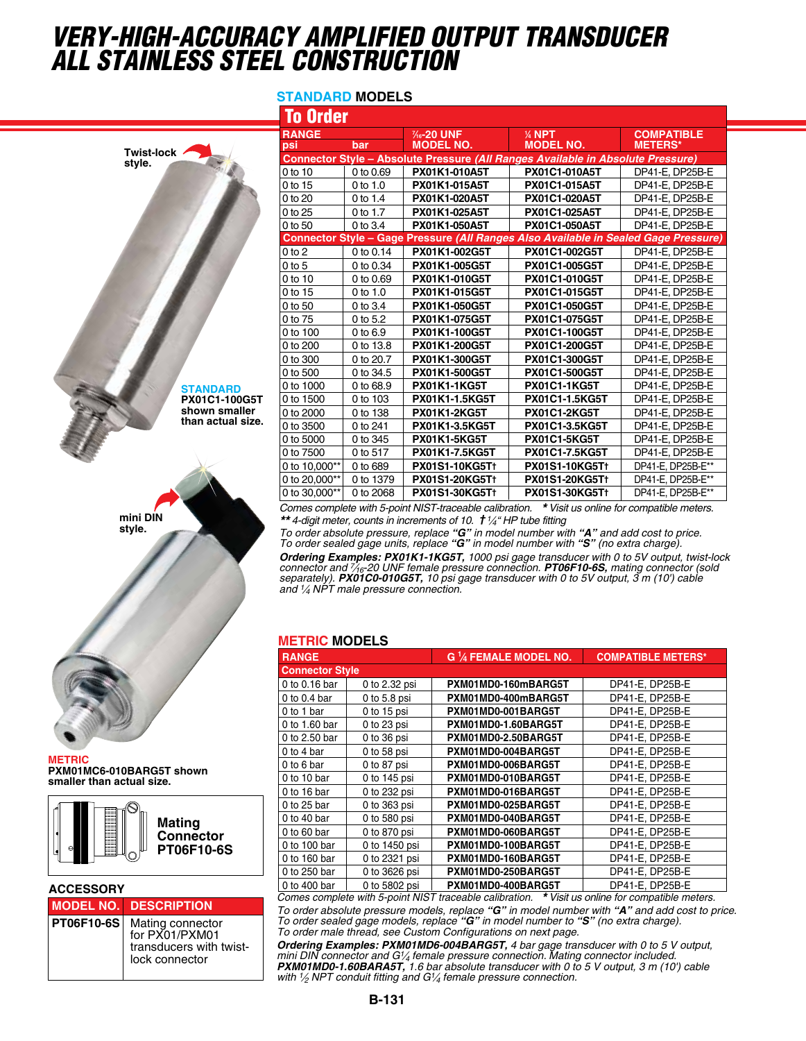# VERY-HIGH-ACCURACY AMPLIFIED OUTPUT TRANSDUCER ALL STAINLESS STEEL CONSTRUCTION

Twist-lock style.

**STANDARD**
**PX01C1-100G5T shown smaller than actual size.**

mini DIN style.

**METRIC**
**PXM01MC6-010BARG5T shown smaller than actual size.**

**Mating Connector PT06F10-6S**

## ACCESSORY

| MODEL NO. | DESCRIPTION |
|---|---|
| **PT06F10-6S** | Mating connector for PX01/PXM01 transducers with twist-lock connector |

## STANDARD MODELS

### To Order

| RANGE psi | bar | 7⁄16-20 UNF MODEL NO. | ¼ NPT MODEL NO. | COMPATIBLE METERS* |
|---|---|---|---|---|
| **Connector Style – Absolute Pressure *(All Ranges Available in Absolute Pressure)*** | | | | |
| 0 to 10 | 0 to 0.69 | **PX01K1-010A5T** | **PX01C1-010A5T** | DP41-E, DP25B-E |
| 0 to 15 | 0 to 1.0 | **PX01K1-015A5T** | **PX01C1-015A5T** | DP41-E, DP25B-E |
| 0 to 20 | 0 to 1.4 | **PX01K1-020A5T** | **PX01C1-020A5T** | DP41-E, DP25B-E |
| 0 to 25 | 0 to 1.7 | **PX01K1-025A5T** | **PX01C1-025A5T** | DP41-E, DP25B-E |
| 0 to 50 | 0 to 3.4 | **PX01K1-050A5T** | **PX01C1-050A5T** | DP41-E, DP25B-E |
| **Connector Style – Gage Pressure *(All Ranges Also Available in Sealed Gage Pressure)*** | | | | |
| 0 to 2 | 0 to 0.14 | **PX01K1-002G5T** | **PX01C1-002G5T** | DP41-E, DP25B-E |
| 0 to 5 | 0 to 0.34 | **PX01K1-005G5T** | **PX01C1-005G5T** | DP41-E, DP25B-E |
| 0 to 10 | 0 to 0.69 | **PX01K1-010G5T** | **PX01C1-010G5T** | DP41-E, DP25B-E |
| 0 to 15 | 0 to 1.0 | **PX01K1-015G5T** | **PX01C1-015G5T** | DP41-E, DP25B-E |
| 0 to 50 | 0 to 3.4 | **PX01K1-050G5T** | **PX01C1-050G5T** | DP41-E, DP25B-E |
| 0 to 75 | 0 to 5.2 | **PX01K1-075G5T** | **PX01C1-075G5T** | DP41-E, DP25B-E |
| 0 to 100 | 0 to 6.9 | **PX01K1-100G5T** | **PX01C1-100G5T** | DP41-E, DP25B-E |
| 0 to 200 | 0 to 13.8 | **PX01K1-200G5T** | **PX01C1-200G5T** | DP41-E, DP25B-E |
| 0 to 300 | 0 to 20.7 | **PX01K1-300G5T** | **PX01C1-300G5T** | DP41-E, DP25B-E |
| 0 to 500 | 0 to 34.5 | **PX01K1-500G5T** | **PX01C1-500G5T** | DP41-E, DP25B-E |
| 0 to 1000 | 0 to 68.9 | **PX01K1-1KG5T** | **PX01C1-1KG5T** | DP41-E, DP25B-E |
| 0 to 1500 | 0 to 103 | **PX01K1-1.5KG5T** | **PX01C1-1.5KG5T** | DP41-E, DP25B-E |
| 0 to 2000 | 0 to 138 | **PX01K1-2KG5T** | **PX01C1-2KG5T** | DP41-E, DP25B-E |
| 0 to 3500 | 0 to 241 | **PX01K1-3.5KG5T** | **PX01C1-3.5KG5T** | DP41-E, DP25B-E |
| 0 to 5000 | 0 to 345 | **PX01K1-5KG5T** | **PX01C1-5KG5T** | DP41-E, DP25B-E |
| 0 to 7500 | 0 to 517 | **PX01K1-7.5KG5T** | **PX01C1-7.5KG5T** | DP41-E, DP25B-E |
| 0 to 10,000** | 0 to 689 | **PX01S1-10KG5T†** | **PX01S1-10KG5T†** | DP41-E, DP25B-E** |
| 0 to 20,000** | 0 to 1379 | **PX01S1-20KG5T†** | **PX01S1-20KG5T†** | DP41-E, DP25B-E** |
| 0 to 30,000** | 0 to 2068 | **PX01S1-30KG5T†** | **PX01S1-30KG5T†** | DP41-E, DP25B-E** |

*Comes complete with 5-point NIST-traceable calibration. * Visit us online for compatible meters.*
*** 4-digit meter, counts in increments of 10. † ¼" HP tube fitting*
*To order absolute pressure, replace **"G"** in model number with **"A"** and add cost to price.*
*To order sealed gage units, replace **"G"** in model number with **"S"** (no extra charge).*

***Ordering Examples: PX01K1-1KG5T,** 1000 psi gage transducer with 0 to 5V output, twist-lock connector and 7⁄16-20 UNF female pressure connection. **PT06F10-6S,** mating connector (sold separately). **PX01C0-010G5T,** 10 psi gage transducer with 0 to 5V output, 3 m (10') cable and ¼ NPT male pressure connection.*

## METRIC MODELS

| RANGE | | G ¼ FEMALE MODEL NO. | COMPATIBLE METERS* |
|---|---|---|---|
| **Connector Style** | | | |
| 0 to 0.16 bar | 0 to 2.32 psi | **PXM01MD0-160mBARG5T** | DP41-E, DP25B-E |
| 0 to 0.4 bar | 0 to 5.8 psi | **PXM01MD0-400mBARG5T** | DP41-E, DP25B-E |
| 0 to 1 bar | 0 to 15 psi | **PXM01MD0-001BARG5T** | DP41-E, DP25B-E |
| 0 to 1.60 bar | 0 to 23 psi | **PXM01MD0-1.60BARG5T** | DP41-E, DP25B-E |
| 0 to 2.50 bar | 0 to 36 psi | **PXM01MD0-2.50BARG5T** | DP41-E, DP25B-E |
| 0 to 4 bar | 0 to 58 psi | **PXM01MD0-004BARG5T** | DP41-E, DP25B-E |
| 0 to 6 bar | 0 to 87 psi | **PXM01MD0-006BARG5T** | DP41-E, DP25B-E |
| 0 to 10 bar | 0 to 145 psi | **PXM01MD0-010BARG5T** | DP41-E, DP25B-E |
| 0 to 16 bar | 0 to 232 psi | **PXM01MD0-016BARG5T** | DP41-E, DP25B-E |
| 0 to 25 bar | 0 to 363 psi | **PXM01MD0-025BARG5T** | DP41-E, DP25B-E |
| 0 to 40 bar | 0 to 580 psi | **PXM01MD0-040BARG5T** | DP41-E, DP25B-E |
| 0 to 60 bar | 0 to 870 psi | **PXM01MD0-060BARG5T** | DP41-E, DP25B-E |
| 0 to 100 bar | 0 to 1450 psi | **PXM01MD0-100BARG5T** | DP41-E, DP25B-E |
| 0 to 160 bar | 0 to 2321 psi | **PXM01MD0-160BARG5T** | DP41-E, DP25B-E |
| 0 to 250 bar | 0 to 3626 psi | **PXM01MD0-250BARG5T** | DP41-E, DP25B-E |
| 0 to 400 bar | 0 to 5802 psi | **PXM01MD0-400BARG5T** | DP41-E, DP25B-E |

*Comes complete with 5-point NIST traceable calibration. * Visit us online for compatible meters.*
*To order absolute pressure models, replace **"G"** in model number with **"A"** and add cost to price.*
*To order sealed gage models, replace **"G"** in model number to **"S"** (no extra charge).*
*To order male thread, see Custom Configurations on next page.*

***Ordering Examples: PXM01MD6-004BARG5T,** 4 bar gage transducer with 0 to 5 V output, mini DIN connector and G¼ female pressure connection. Mating connector included. **PXM01MD0-1.60BARA5T,** 1.6 bar absolute transducer with 0 to 5 V output, 3 m (10') cable with ½ NPT conduit fitting and G¼ female pressure connection.*